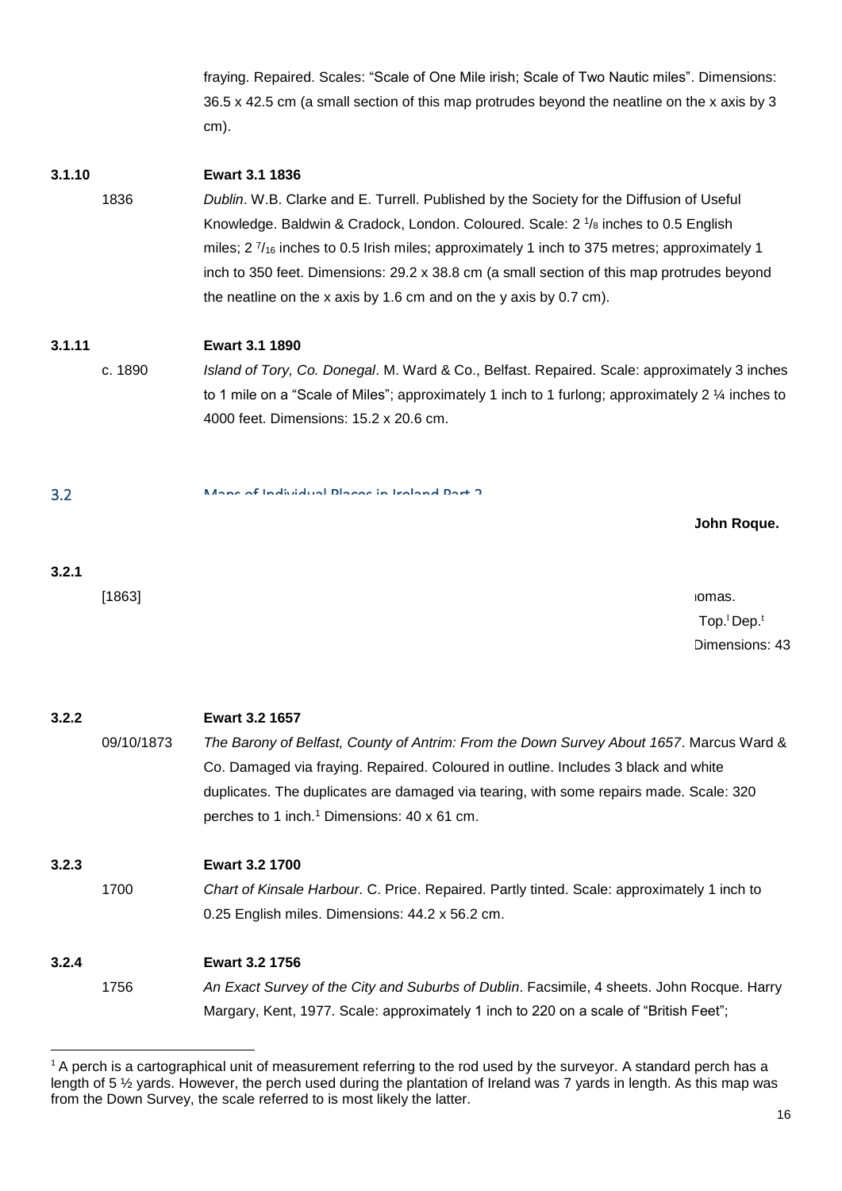fraying. Repaired. Scales: "Scale of One Mile irish; Scale of Two Nautic miles". Dimensions: 36.5 x 42.5 cm (a small section of this map protrudes beyond the neatline on the x axis by 3 cm).

**3.1.10** **Ewart 3.1 1836**

1836 *Dublin*. W.B. Clarke and E. Turrell. Published by the Society for the Diffusion of Useful Knowledge. Baldwin & Cradock, London. Coloured. Scale: 2 $^{1}/_{8}$ inches to 0.5 English miles; 2 $^{7}/_{16}$ inches to 0.5 Irish miles; approximately 1 inch to 375 metres; approximately 1 inch to 350 feet. Dimensions: 29.2 x 38.8 cm (a small section of this map protrudes beyond the neatline on the x axis by 1.6 cm and on the y axis by 0.7 cm).

**3.1.11** **Ewart 3.1 1890**

c. 1890 *Island of Tory, Co. Donegal*. M. Ward & Co., Belfast. Repaired. Scale: approximately 3 inches to 1 mile on a "Scale of Miles"; approximately 1 inch to 1 furlong; approximately 2 ¼ inches to 4000 feet. Dimensions: 15.2 x 20.6 cm.

## 3.2 Maps of Individual Places in Ireland Part 2

**John Roque.**

**3.2.1**

[1863] iomas. Top.[l] Dep.[t] Dimensions: 43

**3.2.2** **Ewart 3.2 1657**

09/10/1873 *The Barony of Belfast, County of Antrim: From the Down Survey About 1657*. Marcus Ward & Co. Damaged via fraying. Repaired. Coloured in outline. Includes 3 black and white duplicates. The duplicates are damaged via tearing, with some repairs made. Scale: 320 perches to 1 inch.[1] Dimensions: 40 x 61 cm.

**3.2.3** **Ewart 3.2 1700**

1700 *Chart of Kinsale Harbour*. C. Price. Repaired. Partly tinted. Scale: approximately 1 inch to 0.25 English miles. Dimensions: 44.2 x 56.2 cm.

**3.2.4** **Ewart 3.2 1756**

1756 *An Exact Survey of the City and Suburbs of Dublin*. Facsimile, 4 sheets. John Rocque. Harry Margary, Kent, 1977. Scale: approximately 1 inch to 220 on a scale of "British Feet";

[1] A perch is a cartographical unit of measurement referring to the rod used by the surveyor. A standard perch has a length of 5 ½ yards. However, the perch used during the plantation of Ireland was 7 yards in length. As this map was from the Down Survey, the scale referred to is most likely the latter.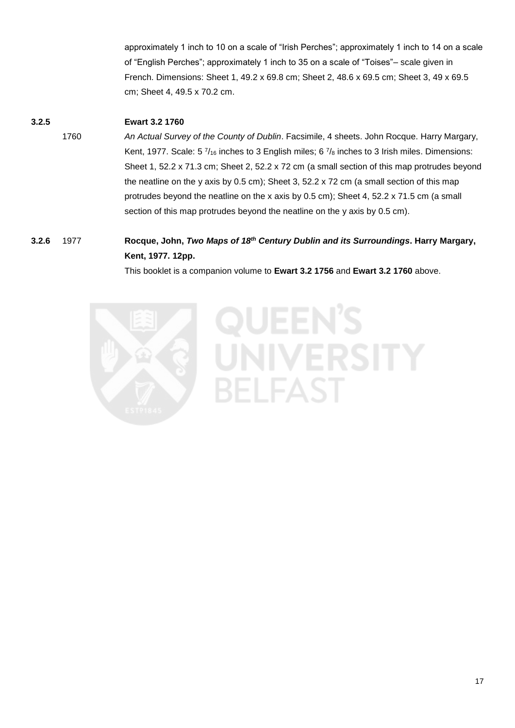approximately 1 inch to 10 on a scale of "Irish Perches"; approximately 1 inch to 14 on a scale of "English Perches"; approximately 1 inch to 35 on a scale of "Toises"– scale given in French. Dimensions: Sheet 1, 49.2 x 69.8 cm; Sheet 2, 48.6 x 69.5 cm; Sheet 3, 49 x 69.5 cm; Sheet 4, 49.5 x 70.2 cm.

**3.2.5** **Ewart 3.2 1760**

1760 *An Actual Survey of the County of Dublin*. Facsimile, 4 sheets. John Rocque. Harry Margary, Kent, 1977. Scale: 5 $^{7}/_{16}$ inches to 3 English miles; 6 $^{7}/_{8}$ inches to 3 Irish miles. Dimensions: Sheet 1, 52.2 x 71.3 cm; Sheet 2, 52.2 x 72 cm (a small section of this map protrudes beyond the neatline on the y axis by 0.5 cm); Sheet 3, 52.2 x 72 cm (a small section of this map protrudes beyond the neatline on the x axis by 0.5 cm); Sheet 4, 52.2 x 71.5 cm (a small section of this map protrudes beyond the neatline on the y axis by 0.5 cm).

**3.2.6** 1977 **Rocque, John, *Two Maps of 18th Century Dublin and its Surroundings*. Harry Margary, Kent, 1977. 12pp.**

This booklet is a companion volume to **Ewart 3.2 1756** and **Ewart 3.2 1760** above.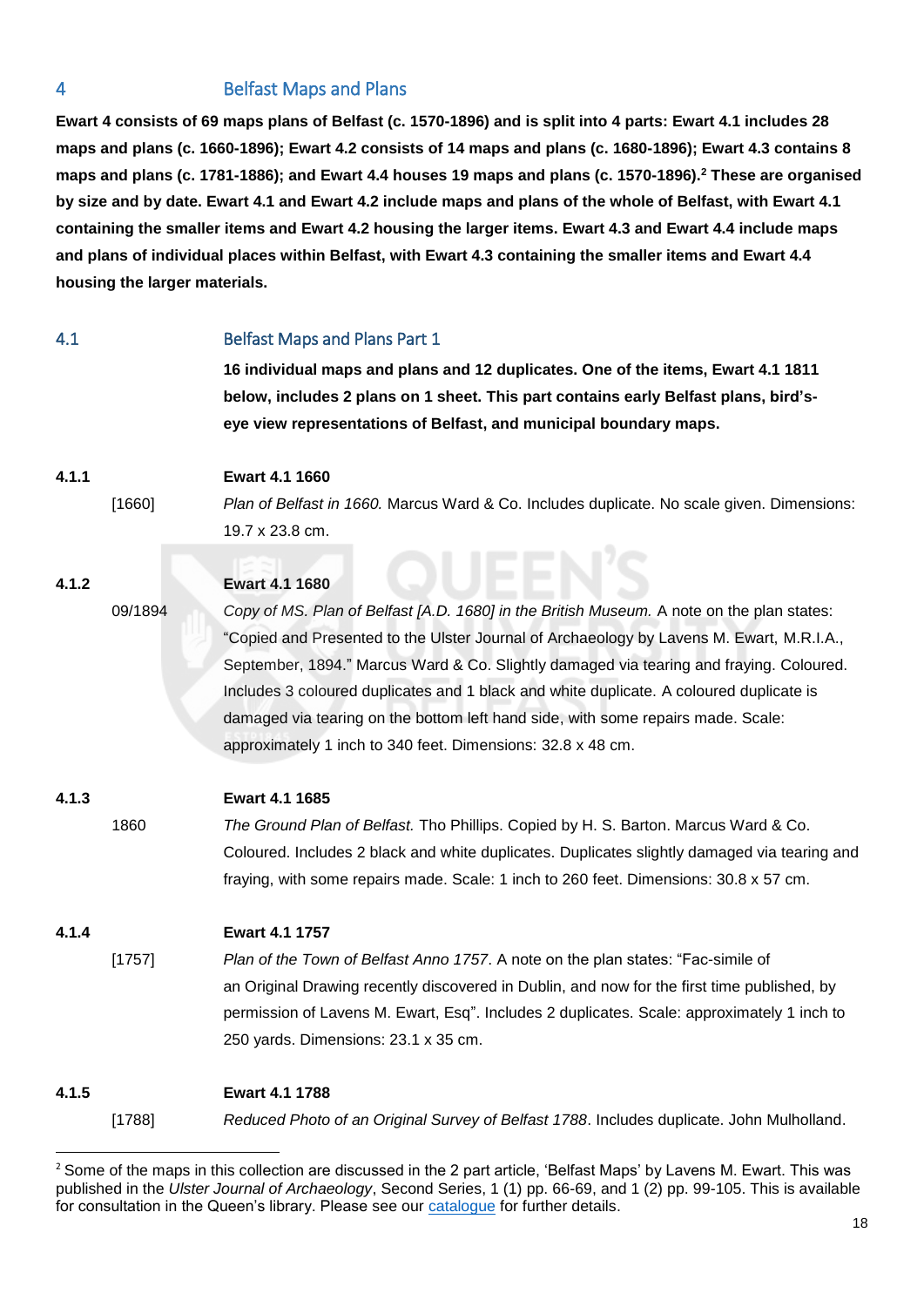## 4 Belfast Maps and Plans

**Ewart 4 consists of 69 maps plans of Belfast (c. 1570-1896) and is split into 4 parts: Ewart 4.1 includes 28 maps and plans (c. 1660-1896); Ewart 4.2 consists of 14 maps and plans (c. 1680-1896); Ewart 4.3 contains 8 maps and plans (c. 1781-1886); and Ewart 4.4 houses 19 maps and plans (c. 1570-1896).[2] These are organised by size and by date. Ewart 4.1 and Ewart 4.2 include maps and plans of the whole of Belfast, with Ewart 4.1 containing the smaller items and Ewart 4.2 housing the larger items. Ewart 4.3 and Ewart 4.4 include maps and plans of individual places within Belfast, with Ewart 4.3 containing the smaller items and Ewart 4.4 housing the larger materials.**

### 4.1 Belfast Maps and Plans Part 1

**16 individual maps and plans and 12 duplicates. One of the items, Ewart 4.1 1811 below, includes 2 plans on 1 sheet. This part contains early Belfast plans, bird's-eye view representations of Belfast, and municipal boundary maps.**

**4.1.1** **Ewart 4.1 1660**

[1660] *Plan of Belfast in 1660.* Marcus Ward & Co. Includes duplicate. No scale given. Dimensions: 19.7 x 23.8 cm.

**4.1.2** **Ewart 4.1 1680**

09/1894 *Copy of MS. Plan of Belfast [A.D. 1680] in the British Museum.* A note on the plan states: "Copied and Presented to the Ulster Journal of Archaeology by Lavens M. Ewart, M.R.I.A., September, 1894." Marcus Ward & Co. Slightly damaged via tearing and fraying. Coloured. Includes 3 coloured duplicates and 1 black and white duplicate. A coloured duplicate is damaged via tearing on the bottom left hand side, with some repairs made. Scale: approximately 1 inch to 340 feet. Dimensions: 32.8 x 48 cm.

**4.1.3** **Ewart 4.1 1685**

1860 *The Ground Plan of Belfast.* Tho Phillips. Copied by H. S. Barton. Marcus Ward & Co. Coloured. Includes 2 black and white duplicates. Duplicates slightly damaged via tearing and fraying, with some repairs made. Scale: 1 inch to 260 feet. Dimensions: 30.8 x 57 cm.

**4.1.4** **Ewart 4.1 1757**

[1757] *Plan of the Town of Belfast Anno 1757*. A note on the plan states: "Fac-simile of an Original Drawing recently discovered in Dublin, and now for the first time published, by permission of Lavens M. Ewart, Esq". Includes 2 duplicates. Scale: approximately 1 inch to 250 yards. Dimensions: 23.1 x 35 cm.

**4.1.5** **Ewart 4.1 1788**

[1788] *Reduced Photo of an Original Survey of Belfast 1788*. Includes duplicate. John Mulholland.

---

[2] Some of the maps in this collection are discussed in the 2 part article, 'Belfast Maps' by Lavens M. Ewart. This was published in the *Ulster Journal of Archaeology*, Second Series, 1 (1) pp. 66-69, and 1 (2) pp. 99-105. This is available for consultation in the Queen's library. Please see our catalogue for further details.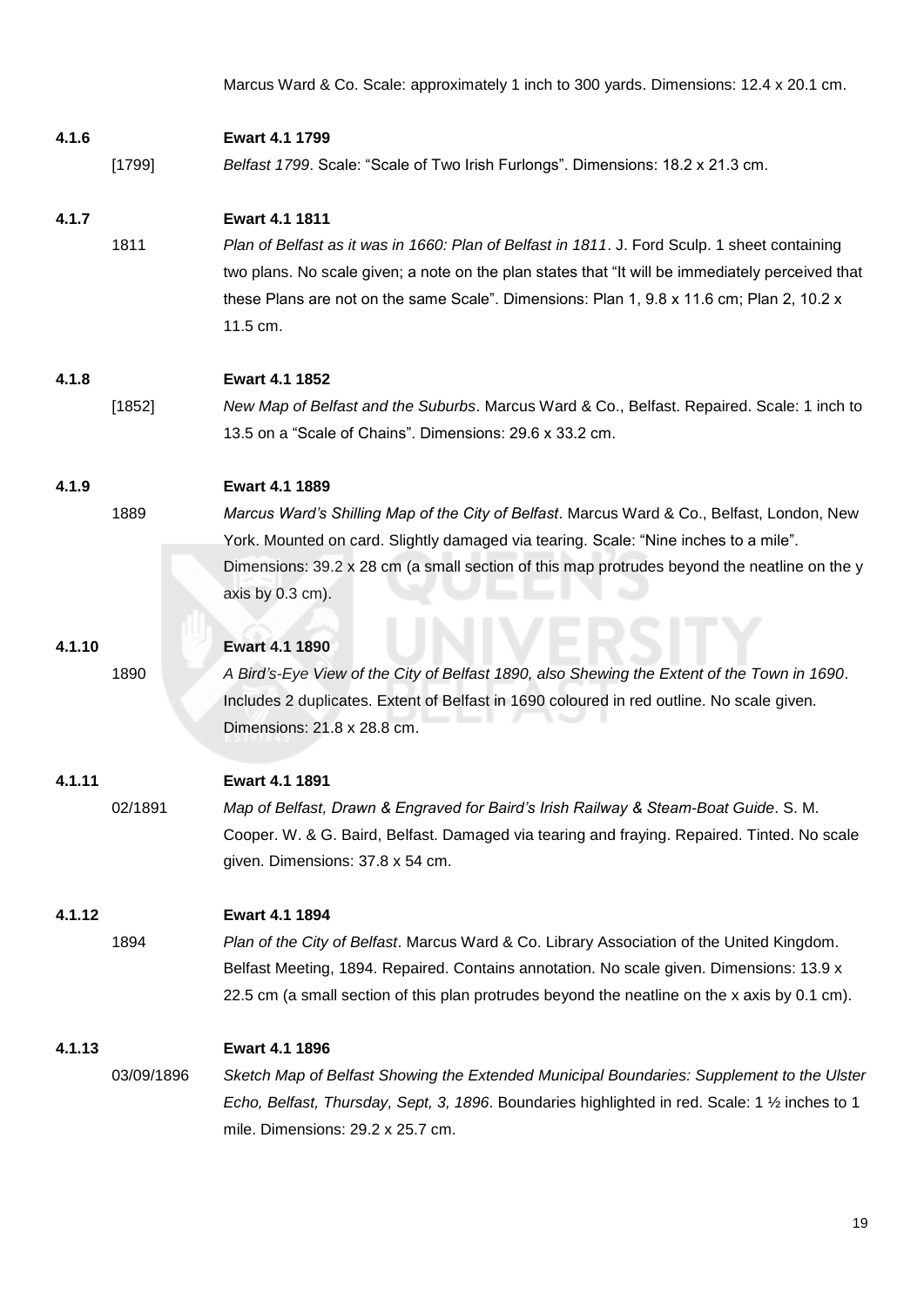Marcus Ward & Co. Scale: approximately 1 inch to 300 yards. Dimensions: 12.4 x 20.1 cm.

**4.1.6** **Ewart 4.1 1799**

[1799] *Belfast 1799*. Scale: "Scale of Two Irish Furlongs". Dimensions: 18.2 x 21.3 cm.

**4.1.7** **Ewart 4.1 1811**

1811 *Plan of Belfast as it was in 1660: Plan of Belfast in 1811*. J. Ford Sculp. 1 sheet containing two plans. No scale given; a note on the plan states that "It will be immediately perceived that these Plans are not on the same Scale". Dimensions: Plan 1, 9.8 x 11.6 cm; Plan 2, 10.2 x 11.5 cm.

**4.1.8** **Ewart 4.1 1852**

[1852] *New Map of Belfast and the Suburbs*. Marcus Ward & Co., Belfast. Repaired. Scale: 1 inch to 13.5 on a "Scale of Chains". Dimensions: 29.6 x 33.2 cm.

**4.1.9** **Ewart 4.1 1889**

1889 *Marcus Ward's Shilling Map of the City of Belfast*. Marcus Ward & Co., Belfast, London, New York. Mounted on card. Slightly damaged via tearing. Scale: "Nine inches to a mile". Dimensions: 39.2 x 28 cm (a small section of this map protrudes beyond the neatline on the y axis by 0.3 cm).

**4.1.10** **Ewart 4.1 1890**

1890 *A Bird's-Eye View of the City of Belfast 1890, also Shewing the Extent of the Town in 1690*. Includes 2 duplicates. Extent of Belfast in 1690 coloured in red outline. No scale given. Dimensions: 21.8 x 28.8 cm.

**4.1.11** **Ewart 4.1 1891**

02/1891 *Map of Belfast, Drawn & Engraved for Baird's Irish Railway & Steam-Boat Guide*. S. M. Cooper. W. & G. Baird, Belfast. Damaged via tearing and fraying. Repaired. Tinted. No scale given. Dimensions: 37.8 x 54 cm.

**4.1.12** **Ewart 4.1 1894**

1894 *Plan of the City of Belfast*. Marcus Ward & Co. Library Association of the United Kingdom. Belfast Meeting, 1894. Repaired. Contains annotation. No scale given. Dimensions: 13.9 x 22.5 cm (a small section of this plan protrudes beyond the neatline on the x axis by 0.1 cm).

**4.1.13** **Ewart 4.1 1896**

03/09/1896 *Sketch Map of Belfast Showing the Extended Municipal Boundaries: Supplement to the Ulster Echo, Belfast, Thursday, Sept, 3, 1896*. Boundaries highlighted in red. Scale: 1 ½ inches to 1 mile. Dimensions: 29.2 x 25.7 cm.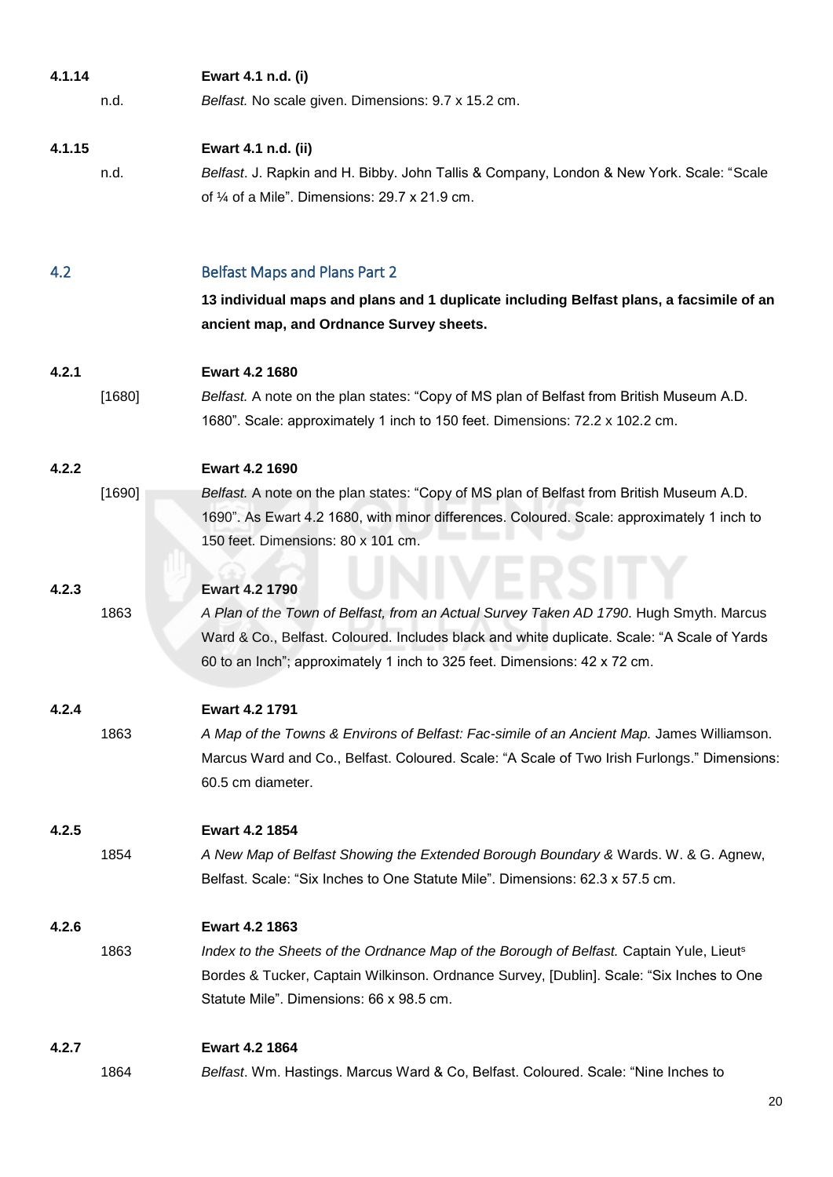**4.1.14** **Ewart 4.1 n.d. (i)**

n.d. *Belfast.* No scale given. Dimensions: 9.7 x 15.2 cm.

**4.1.15** **Ewart 4.1 n.d. (ii)**

n.d. *Belfast*. J. Rapkin and H. Bibby. John Tallis & Company, London & New York. Scale: "Scale of ¼ of a Mile". Dimensions: 29.7 x 21.9 cm.

## 4.2 Belfast Maps and Plans Part 2

**13 individual maps and plans and 1 duplicate including Belfast plans, a facsimile of an ancient map, and Ordnance Survey sheets.**

**4.2.1** **Ewart 4.2 1680**

[1680] *Belfast.* A note on the plan states: "Copy of MS plan of Belfast from British Museum A.D. 1680". Scale: approximately 1 inch to 150 feet. Dimensions: 72.2 x 102.2 cm.

**4.2.2** **Ewart 4.2 1690**

[1690] *Belfast.* A note on the plan states: "Copy of MS plan of Belfast from British Museum A.D. 1690". As Ewart 4.2 1680, with minor differences. Coloured. Scale: approximately 1 inch to 150 feet. Dimensions: 80 x 101 cm.

**4.2.3** **Ewart 4.2 1790**

1863 *A Plan of the Town of Belfast, from an Actual Survey Taken AD 1790*. Hugh Smyth. Marcus Ward & Co., Belfast. Coloured. Includes black and white duplicate. Scale: "A Scale of Yards 60 to an Inch"; approximately 1 inch to 325 feet. Dimensions: 42 x 72 cm.

**4.2.4** **Ewart 4.2 1791**

1863 *A Map of the Towns & Environs of Belfast: Fac-simile of an Ancient Map.* James Williamson. Marcus Ward and Co., Belfast. Coloured. Scale: "A Scale of Two Irish Furlongs." Dimensions: 60.5 cm diameter.

**4.2.5** **Ewart 4.2 1854**

1854 *A New Map of Belfast Showing the Extended Borough Boundary &* Wards. W. & G. Agnew, Belfast. Scale: "Six Inches to One Statute Mile". Dimensions: 62.3 x 57.5 cm.

**4.2.6** **Ewart 4.2 1863**

1863 *Index to the Sheets of the Ordnance Map of the Borough of Belfast.* Captain Yule, Lieut[s] Bordes & Tucker, Captain Wilkinson. Ordnance Survey, [Dublin]. Scale: "Six Inches to One Statute Mile". Dimensions: 66 x 98.5 cm.

**4.2.7** **Ewart 4.2 1864**

1864 *Belfast*. Wm. Hastings. Marcus Ward & Co, Belfast. Coloured. Scale: "Nine Inches to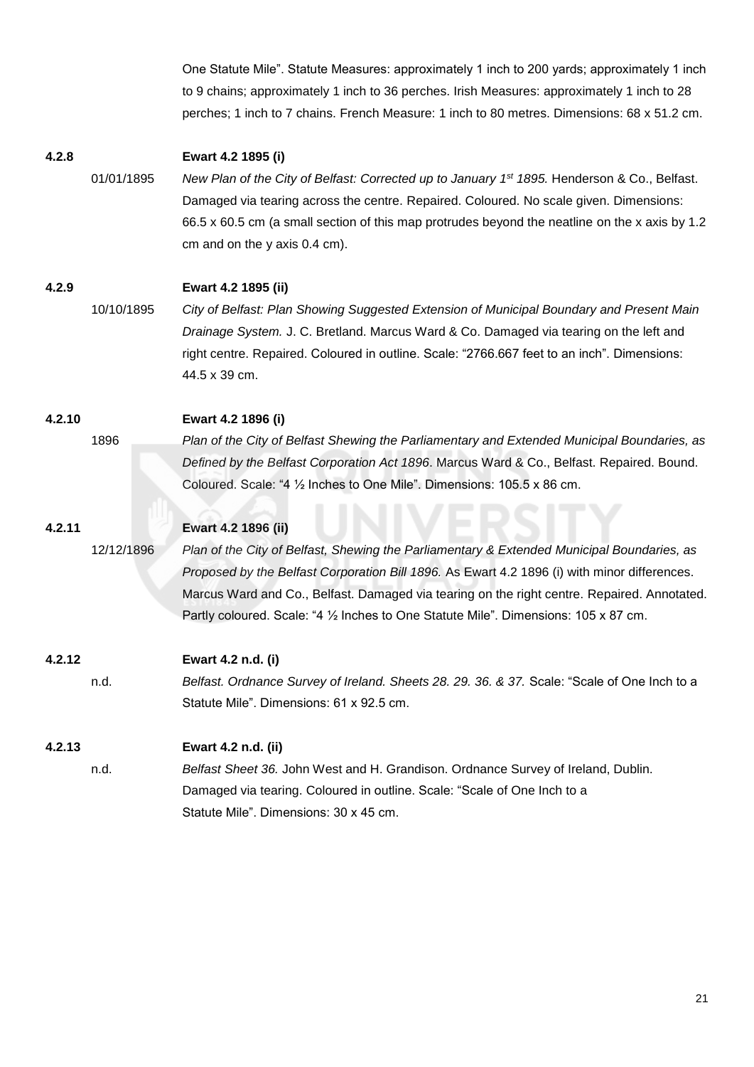One Statute Mile". Statute Measures: approximately 1 inch to 200 yards; approximately 1 inch to 9 chains; approximately 1 inch to 36 perches. Irish Measures: approximately 1 inch to 28 perches; 1 inch to 7 chains. French Measure: 1 inch to 80 metres. Dimensions: 68 x 51.2 cm.

**4.2.8** **Ewart 4.2 1895 (i)**

01/01/1895 *New Plan of the City of Belfast: Corrected up to January 1st 1895.* Henderson & Co., Belfast. Damaged via tearing across the centre. Repaired. Coloured. No scale given. Dimensions: 66.5 x 60.5 cm (a small section of this map protrudes beyond the neatline on the x axis by 1.2 cm and on the y axis 0.4 cm).

**4.2.9** **Ewart 4.2 1895 (ii)**

10/10/1895 *City of Belfast: Plan Showing Suggested Extension of Municipal Boundary and Present Main Drainage System.* J. C. Bretland. Marcus Ward & Co. Damaged via tearing on the left and right centre. Repaired. Coloured in outline. Scale: "2766.667 feet to an inch". Dimensions: 44.5 x 39 cm.

**4.2.10** **Ewart 4.2 1896 (i)**

1896 *Plan of the City of Belfast Shewing the Parliamentary and Extended Municipal Boundaries, as Defined by the Belfast Corporation Act 1896*. Marcus Ward & Co., Belfast. Repaired. Bound. Coloured. Scale: "4 ½ Inches to One Mile". Dimensions: 105.5 x 86 cm.

**4.2.11** **Ewart 4.2 1896 (ii)**

12/12/1896 *Plan of the City of Belfast, Shewing the Parliamentary & Extended Municipal Boundaries, as Proposed by the Belfast Corporation Bill 1896.* As Ewart 4.2 1896 (i) with minor differences. Marcus Ward and Co., Belfast. Damaged via tearing on the right centre. Repaired. Annotated. Partly coloured. Scale: "4 ½ Inches to One Statute Mile". Dimensions: 105 x 87 cm.

**4.2.12** **Ewart 4.2 n.d. (i)**

n.d. *Belfast. Ordnance Survey of Ireland. Sheets 28. 29. 36. & 37.* Scale: "Scale of One Inch to a Statute Mile". Dimensions: 61 x 92.5 cm.

**4.2.13** **Ewart 4.2 n.d. (ii)**

n.d. *Belfast Sheet 36.* John West and H. Grandison. Ordnance Survey of Ireland, Dublin. Damaged via tearing. Coloured in outline. Scale: "Scale of One Inch to a Statute Mile". Dimensions: 30 x 45 cm.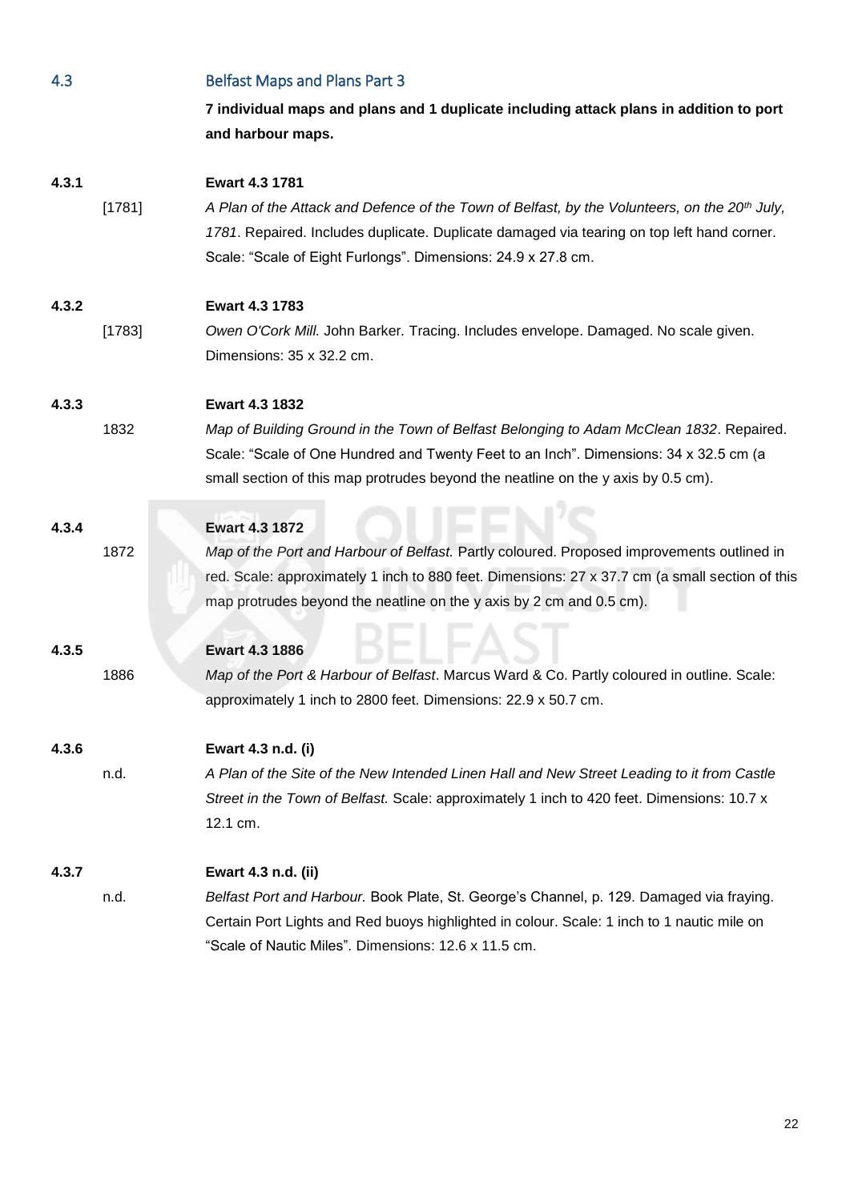## 4.3 Belfast Maps and Plans Part 3

**7 individual maps and plans and 1 duplicate including attack plans in addition to port and harbour maps.**

**4.3.1** **Ewart 4.3 1781**

[1781] *A Plan of the Attack and Defence of the Town of Belfast, by the Volunteers, on the 20th July, 1781*. Repaired. Includes duplicate. Duplicate damaged via tearing on top left hand corner. Scale: "Scale of Eight Furlongs". Dimensions: 24.9 x 27.8 cm.

**4.3.2** **Ewart 4.3 1783**

[1783] *Owen O'Cork Mill.* John Barker. Tracing. Includes envelope. Damaged. No scale given. Dimensions: 35 x 32.2 cm.

**4.3.3** **Ewart 4.3 1832**

1832 *Map of Building Ground in the Town of Belfast Belonging to Adam McClean 1832*. Repaired. Scale: "Scale of One Hundred and Twenty Feet to an Inch". Dimensions: 34 x 32.5 cm (a small section of this map protrudes beyond the neatline on the y axis by 0.5 cm).

**4.3.4** **Ewart 4.3 1872**

1872 *Map of the Port and Harbour of Belfast.* Partly coloured. Proposed improvements outlined in red. Scale: approximately 1 inch to 880 feet. Dimensions: 27 x 37.7 cm (a small section of this map protrudes beyond the neatline on the y axis by 2 cm and 0.5 cm).

**4.3.5** **Ewart 4.3 1886**

1886 *Map of the Port & Harbour of Belfast*. Marcus Ward & Co. Partly coloured in outline. Scale: approximately 1 inch to 2800 feet. Dimensions: 22.9 x 50.7 cm.

**4.3.6** **Ewart 4.3 n.d. (i)**

n.d. *A Plan of the Site of the New Intended Linen Hall and New Street Leading to it from Castle Street in the Town of Belfast.* Scale: approximately 1 inch to 420 feet. Dimensions: 10.7 x 12.1 cm.

**4.3.7** **Ewart 4.3 n.d. (ii)**

n.d. *Belfast Port and Harbour.* Book Plate, St. George's Channel, p. 129. Damaged via fraying. Certain Port Lights and Red buoys highlighted in colour. Scale: 1 inch to 1 nautic mile on "Scale of Nautic Miles". Dimensions: 12.6 x 11.5 cm.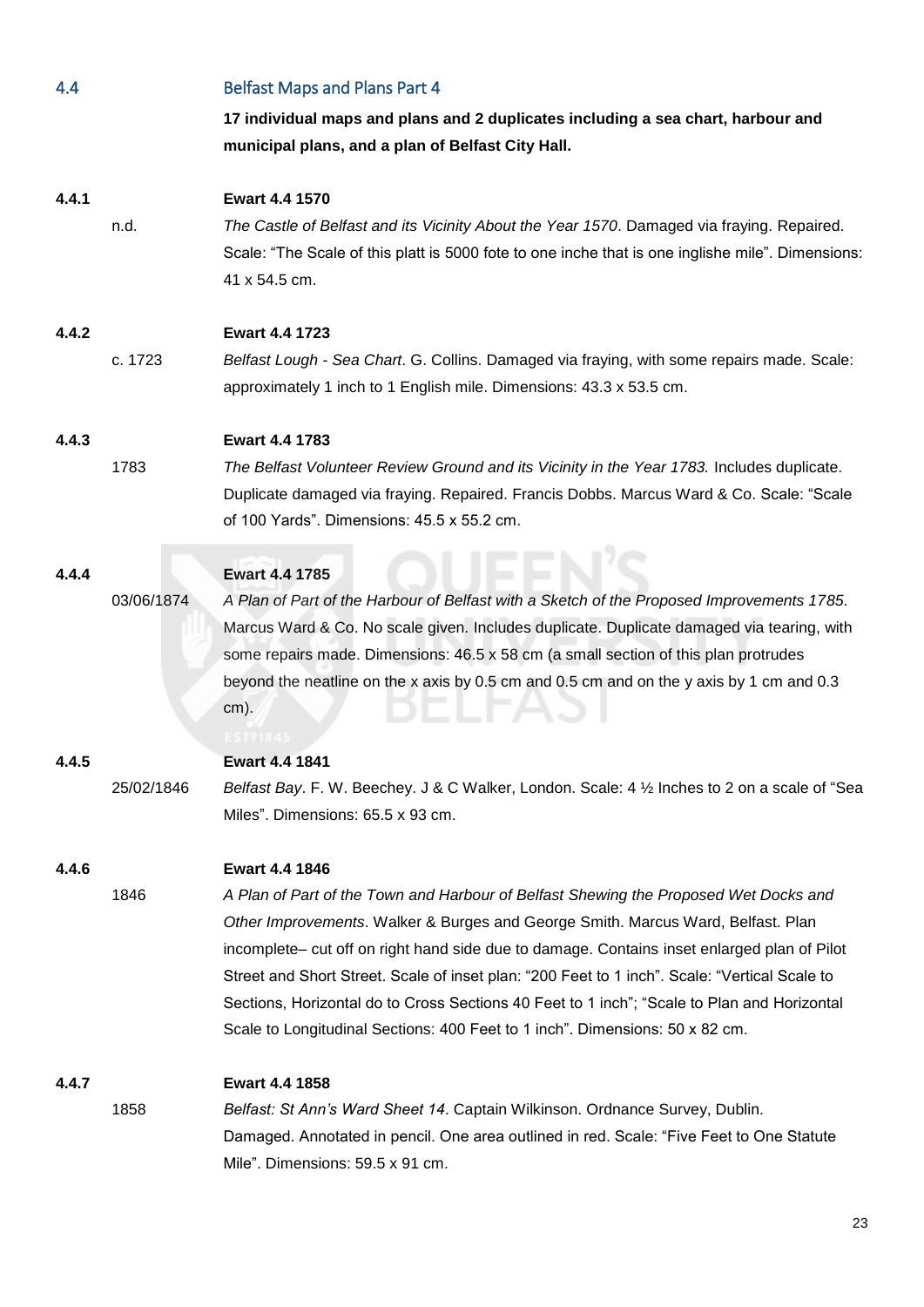## 4.4 Belfast Maps and Plans Part 4

**17 individual maps and plans and 2 duplicates including a sea chart, harbour and municipal plans, and a plan of Belfast City Hall.**

**4.4.1** **Ewart 4.4 1570**

n.d. *The Castle of Belfast and its Vicinity About the Year 1570*. Damaged via fraying. Repaired. Scale: "The Scale of this platt is 5000 fote to one inche that is one inglishe mile". Dimensions: 41 x 54.5 cm.

**4.4.2** **Ewart 4.4 1723**

c. 1723 *Belfast Lough - Sea Chart*. G. Collins. Damaged via fraying, with some repairs made. Scale: approximately 1 inch to 1 English mile. Dimensions: 43.3 x 53.5 cm.

**4.4.3** **Ewart 4.4 1783**

1783 *The Belfast Volunteer Review Ground and its Vicinity in the Year 1783.* Includes duplicate. Duplicate damaged via fraying. Repaired. Francis Dobbs. Marcus Ward & Co. Scale: "Scale of 100 Yards". Dimensions: 45.5 x 55.2 cm.

**4.4.4** **Ewart 4.4 1785**

03/06/1874 *A Plan of Part of the Harbour of Belfast with a Sketch of the Proposed Improvements 1785*. Marcus Ward & Co. No scale given. Includes duplicate. Duplicate damaged via tearing, with some repairs made. Dimensions: 46.5 x 58 cm (a small section of this plan protrudes beyond the neatline on the x axis by 0.5 cm and 0.5 cm and on the y axis by 1 cm and 0.3 cm).

**4.4.5** **Ewart 4.4 1841**

25/02/1846 *Belfast Bay*. F. W. Beechey. J & C Walker, London. Scale: 4 ½ Inches to 2 on a scale of "Sea Miles". Dimensions: 65.5 x 93 cm.

**4.4.6** **Ewart 4.4 1846**

1846 *A Plan of Part of the Town and Harbour of Belfast Shewing the Proposed Wet Docks and Other Improvements*. Walker & Burges and George Smith. Marcus Ward, Belfast. Plan incomplete– cut off on right hand side due to damage. Contains inset enlarged plan of Pilot Street and Short Street. Scale of inset plan: "200 Feet to 1 inch". Scale: "Vertical Scale to Sections, Horizontal do to Cross Sections 40 Feet to 1 inch"; "Scale to Plan and Horizontal Scale to Longitudinal Sections: 400 Feet to 1 inch". Dimensions: 50 x 82 cm.

**4.4.7** **Ewart 4.4 1858**

1858 *Belfast: St Ann's Ward Sheet 14*. Captain Wilkinson. Ordnance Survey, Dublin. Damaged. Annotated in pencil. One area outlined in red. Scale: "Five Feet to One Statute Mile". Dimensions: 59.5 x 91 cm.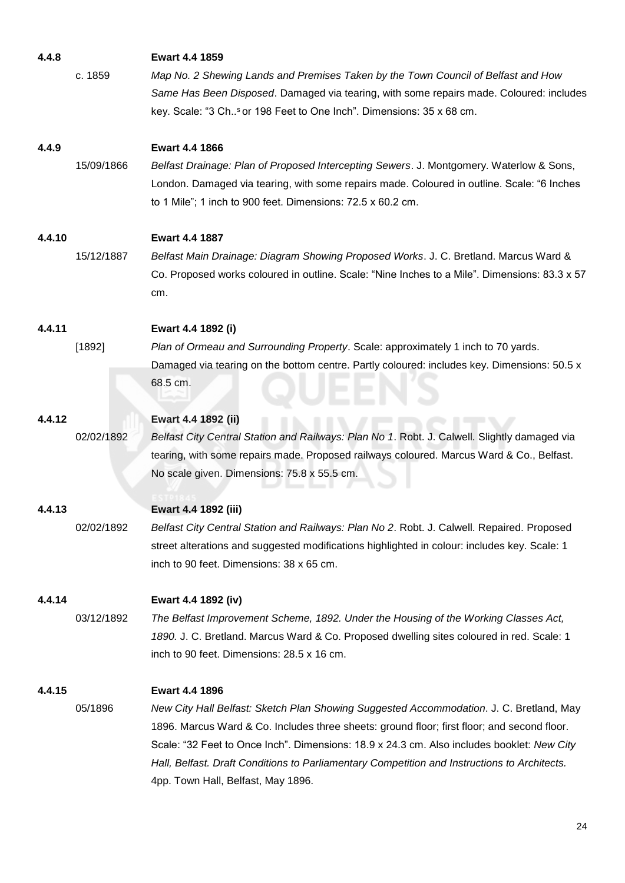**4.4.8** **Ewart 4.4 1859**

c. 1859 *Map No. 2 Shewing Lands and Premises Taken by the Town Council of Belfast and How Same Has Been Disposed*. Damaged via tearing, with some repairs made. Coloured: includes key. Scale: "3 Ch..s or 198 Feet to One Inch". Dimensions: 35 x 68 cm.

**4.4.9** **Ewart 4.4 1866**

15/09/1866 *Belfast Drainage: Plan of Proposed Intercepting Sewers*. J. Montgomery. Waterlow & Sons, London. Damaged via tearing, with some repairs made. Coloured in outline. Scale: "6 Inches to 1 Mile"; 1 inch to 900 feet. Dimensions: 72.5 x 60.2 cm.

**4.4.10** **Ewart 4.4 1887**

15/12/1887 *Belfast Main Drainage: Diagram Showing Proposed Works*. J. C. Bretland. Marcus Ward & Co. Proposed works coloured in outline. Scale: "Nine Inches to a Mile". Dimensions: 83.3 x 57 cm.

**4.4.11** **Ewart 4.4 1892 (i)**

[1892] *Plan of Ormeau and Surrounding Property*. Scale: approximately 1 inch to 70 yards. Damaged via tearing on the bottom centre. Partly coloured: includes key. Dimensions: 50.5 x 68.5 cm.

**4.4.12** **Ewart 4.4 1892 (ii)**

02/02/1892 *Belfast City Central Station and Railways: Plan No 1*. Robt. J. Calwell. Slightly damaged via tearing, with some repairs made. Proposed railways coloured. Marcus Ward & Co., Belfast. No scale given. Dimensions: 75.8 x 55.5 cm.

**4.4.13** **Ewart 4.4 1892 (iii)**

02/02/1892 *Belfast City Central Station and Railways: Plan No 2*. Robt. J. Calwell. Repaired. Proposed street alterations and suggested modifications highlighted in colour: includes key. Scale: 1 inch to 90 feet. Dimensions: 38 x 65 cm.

**4.4.14** **Ewart 4.4 1892 (iv)**

03/12/1892 *The Belfast Improvement Scheme, 1892. Under the Housing of the Working Classes Act, 1890.* J. C. Bretland. Marcus Ward & Co. Proposed dwelling sites coloured in red. Scale: 1 inch to 90 feet. Dimensions: 28.5 x 16 cm.

**4.4.15** **Ewart 4.4 1896**

05/1896 *New City Hall Belfast: Sketch Plan Showing Suggested Accommodation*. J. C. Bretland, May 1896. Marcus Ward & Co. Includes three sheets: ground floor; first floor; and second floor. Scale: "32 Feet to Once Inch". Dimensions: 18.9 x 24.3 cm. Also includes booklet: *New City Hall, Belfast. Draft Conditions to Parliamentary Competition and Instructions to Architects.* 4pp. Town Hall, Belfast, May 1896.